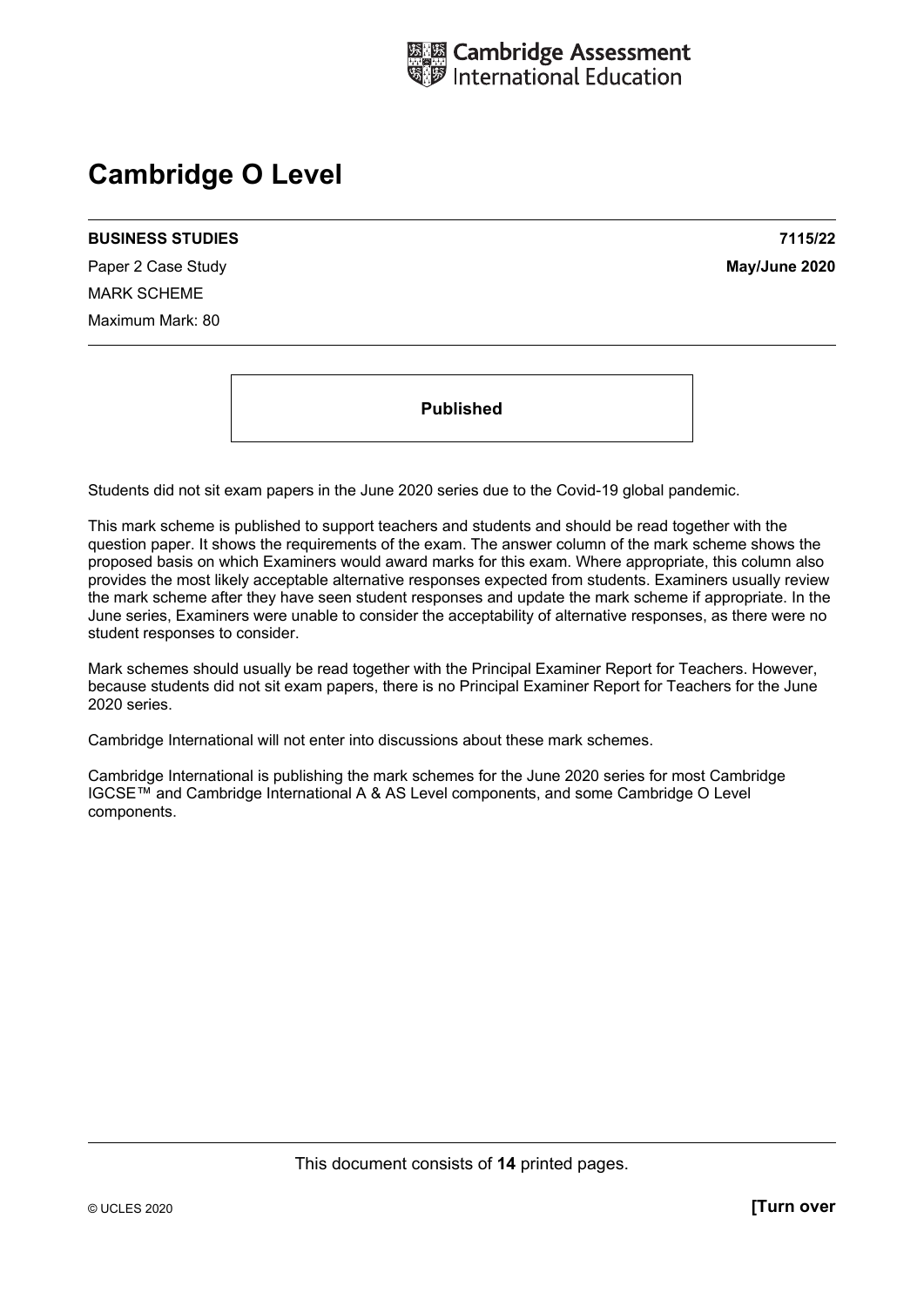Cambridge Assessment International Education

# Cambridge O Level

**BUSINESS STUDIES** **7115/22**

Paper 2 Case Study **May/June 2020**

MARK SCHEME

Maximum Mark: 80

**Published**

Students did not sit exam papers in the June 2020 series due to the Covid-19 global pandemic.

This mark scheme is published to support teachers and students and should be read together with the question paper. It shows the requirements of the exam. The answer column of the mark scheme shows the proposed basis on which Examiners would award marks for this exam. Where appropriate, this column also provides the most likely acceptable alternative responses expected from students. Examiners usually review the mark scheme after they have seen student responses and update the mark scheme if appropriate. In the June series, Examiners were unable to consider the acceptability of alternative responses, as there were no student responses to consider.

Mark schemes should usually be read together with the Principal Examiner Report for Teachers. However, because students did not sit exam papers, there is no Principal Examiner Report for Teachers for the June 2020 series.

Cambridge International will not enter into discussions about these mark schemes.

Cambridge International is publishing the mark schemes for the June 2020 series for most Cambridge IGCSE™ and Cambridge International A & AS Level components, and some Cambridge O Level components.

This document consists of **14** printed pages.

© UCLES 2020 **[Turn over**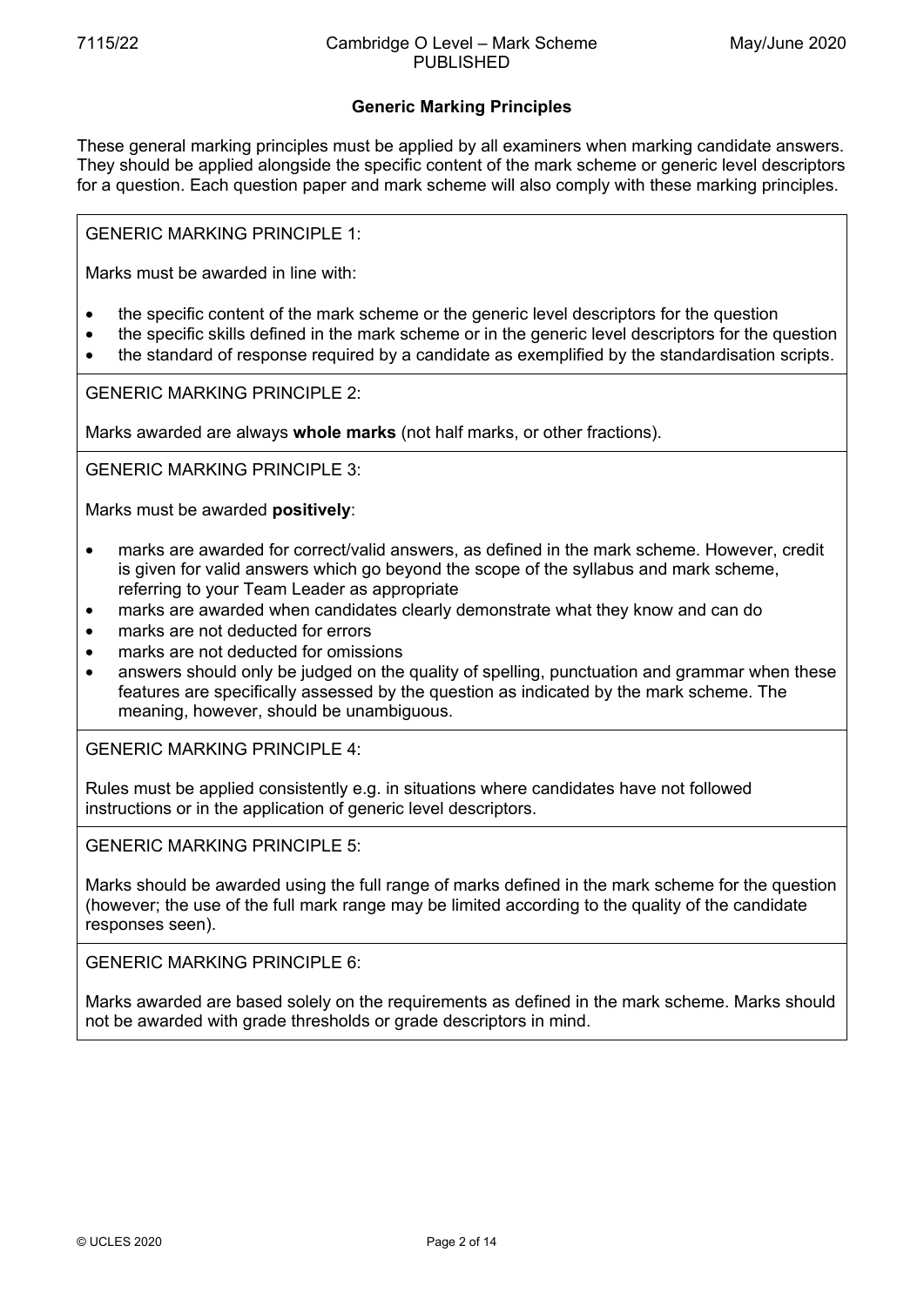## Generic Marking Principles

These general marking principles must be applied by all examiners when marking candidate answers. They should be applied alongside the specific content of the mark scheme or generic level descriptors for a question. Each question paper and mark scheme will also comply with these marking principles.

GENERIC MARKING PRINCIPLE 1:

Marks must be awarded in line with:

- the specific content of the mark scheme or the generic level descriptors for the question
- the specific skills defined in the mark scheme or in the generic level descriptors for the question
- the standard of response required by a candidate as exemplified by the standardisation scripts.

GENERIC MARKING PRINCIPLE 2:

Marks awarded are always **whole marks** (not half marks, or other fractions).

GENERIC MARKING PRINCIPLE 3:

Marks must be awarded **positively**:

- marks are awarded for correct/valid answers, as defined in the mark scheme. However, credit is given for valid answers which go beyond the scope of the syllabus and mark scheme, referring to your Team Leader as appropriate
- marks are awarded when candidates clearly demonstrate what they know and can do
- marks are not deducted for errors
- marks are not deducted for omissions
- answers should only be judged on the quality of spelling, punctuation and grammar when these features are specifically assessed by the question as indicated by the mark scheme. The meaning, however, should be unambiguous.

GENERIC MARKING PRINCIPLE 4:

Rules must be applied consistently e.g. in situations where candidates have not followed instructions or in the application of generic level descriptors.

GENERIC MARKING PRINCIPLE 5:

Marks should be awarded using the full range of marks defined in the mark scheme for the question (however; the use of the full mark range may be limited according to the quality of the candidate responses seen).

GENERIC MARKING PRINCIPLE 6:

Marks awarded are based solely on the requirements as defined in the mark scheme. Marks should not be awarded with grade thresholds or grade descriptors in mind.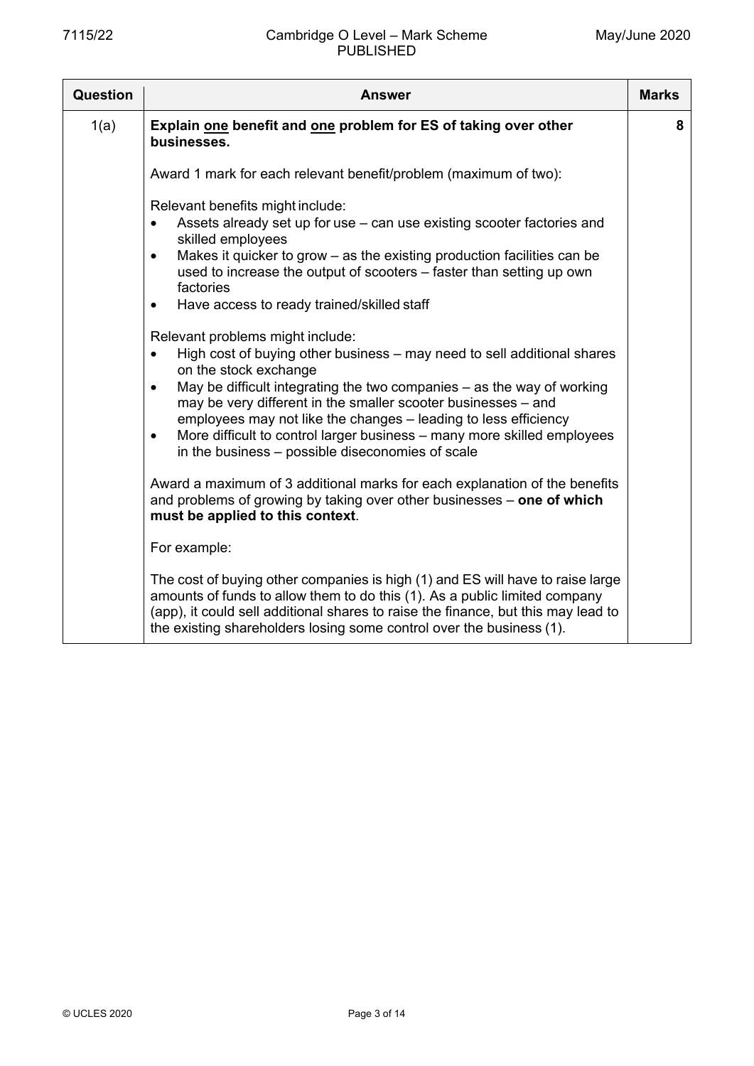| Question | Answer | Marks |
|---|---|---|
| 1(a) | **Explain <u>one</u> benefit and <u>one</u> problem for ES of taking over other businesses.**<br><br>Award 1 mark for each relevant benefit/problem (maximum of two):<br><br>Relevant benefits might include:<br>• Assets already set up for use – can use existing scooter factories and skilled employees<br>• Makes it quicker to grow – as the existing production facilities can be used to increase the output of scooters – faster than setting up own factories<br>• Have access to ready trained/skilled staff<br><br>Relevant problems might include:<br>• High cost of buying other business – may need to sell additional shares on the stock exchange<br>• May be difficult integrating the two companies – as the way of working may be very different in the smaller scooter businesses – and employees may not like the changes – leading to less efficiency<br>• More difficult to control larger business – many more skilled employees in the business – possible diseconomies of scale<br><br>Award a maximum of 3 additional marks for each explanation of the benefits and problems of growing by taking over other businesses – **one of which must be applied to this context**.<br><br>For example:<br><br>The cost of buying other companies is high (1) and ES will have to raise large amounts of funds to allow them to do this (1). As a public limited company (app), it could sell additional shares to raise the finance, but this may lead to the existing shareholders losing some control over the business (1). | 8 |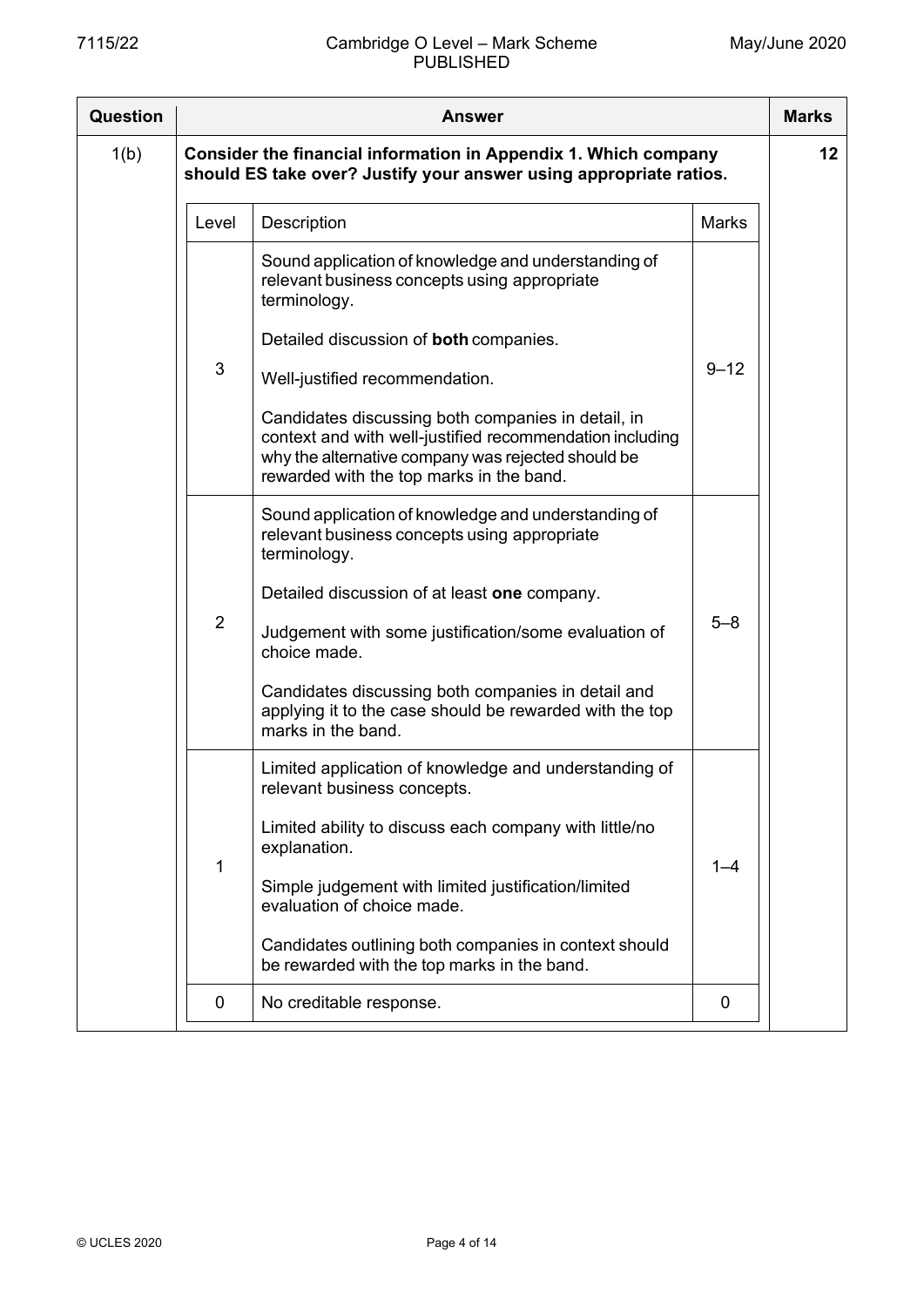| Question | Answer | Marks |
|---|---|---|
| 1(b) | **Consider the financial information in Appendix 1. Which company should ES take over? Justify your answer using appropriate ratios.** | 12 |

| Level | Description | Marks |
|---|---|---|
| 3 | Sound application of knowledge and understanding of relevant business concepts using appropriate terminology.<br><br>Detailed discussion of **both** companies.<br><br>Well-justified recommendation.<br><br>Candidates discussing both companies in detail, in context and with well-justified recommendation including why the alternative company was rejected should be rewarded with the top marks in the band. | 9–12 |
| 2 | Sound application of knowledge and understanding of relevant business concepts using appropriate terminology.<br><br>Detailed discussion of at least **one** company.<br><br>Judgement with some justification/some evaluation of choice made.<br><br>Candidates discussing both companies in detail and applying it to the case should be rewarded with the top marks in the band. | 5–8 |
| 1 | Limited application of knowledge and understanding of relevant business concepts.<br><br>Limited ability to discuss each company with little/no explanation.<br><br>Simple judgement with limited justification/limited evaluation of choice made.<br><br>Candidates outlining both companies in context should be rewarded with the top marks in the band. | 1–4 |
| 0 | No creditable response. | 0 |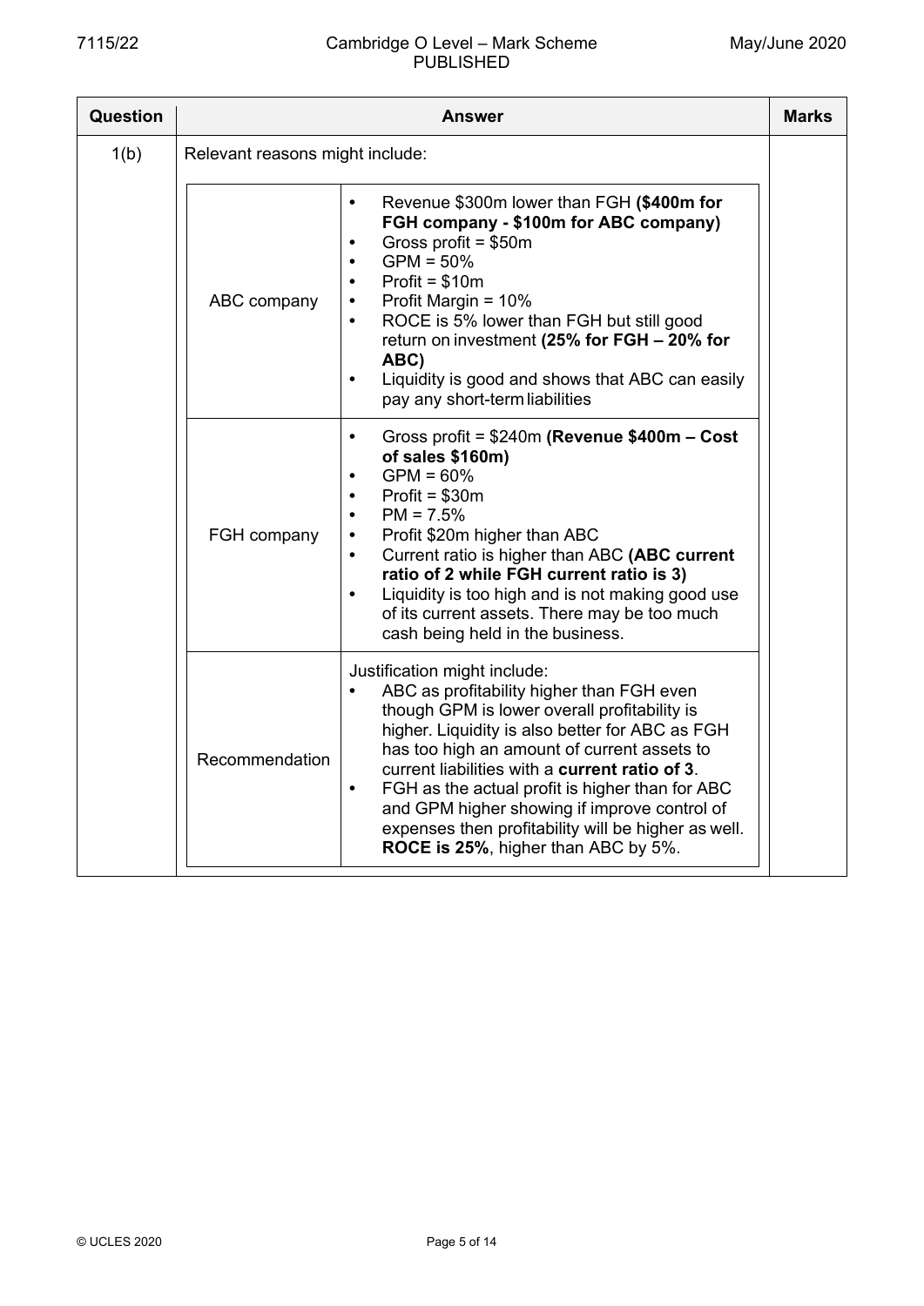| Question | Answer | Marks |
|---|---|---|
| 1(b) | Relevant reasons might include:<br><br>**ABC company**<br>• Revenue \$300m lower than FGH **(\$400m for FGH company - \$100m for ABC company)**<br>• Gross profit = \$50m<br>• GPM = 50%<br>• Profit = \$10m<br>• Profit Margin = 10%<br>• ROCE is 5% lower than FGH but still good return on investment **(25% for FGH – 20% for ABC)**<br>• Liquidity is good and shows that ABC can easily pay any short-term liabilities<br><br>**FGH company**<br>• Gross profit = \$240m **(Revenue \$400m – Cost of sales \$160m)**<br>• GPM = 60%<br>• Profit = \$30m<br>• PM = 7.5%<br>• Profit \$20m higher than ABC<br>• Current ratio is higher than ABC **(ABC current ratio of 2 while FGH current ratio is 3)**<br>• Liquidity is too high and is not making good use of its current assets. There may be too much cash being held in the business.<br><br>**Recommendation**<br>Justification might include:<br>• ABC as profitability higher than FGH even though GPM is lower overall profitability is higher. Liquidity is also better for ABC as FGH has too high an amount of current assets to current liabilities with a **current ratio of 3**.<br>• FGH as the actual profit is higher than for ABC and GPM higher showing if improve control of expenses then profitability will be higher as well. **ROCE is 25%**, higher than ABC by 5%. | |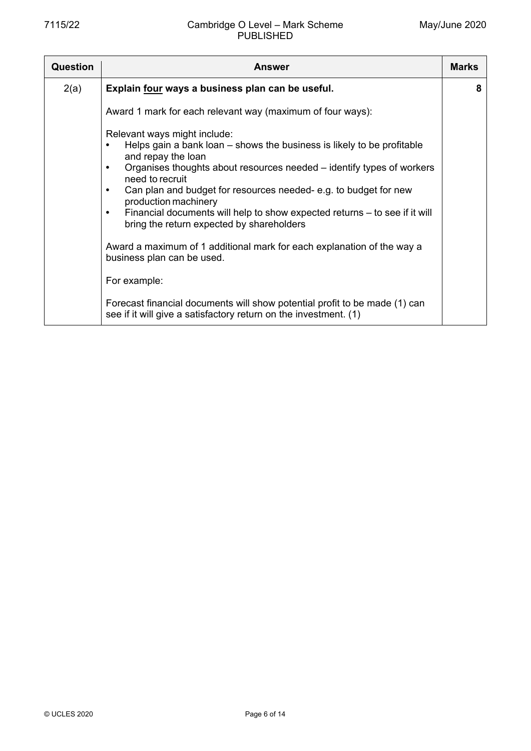| Question | Answer | Marks |
|---|---|---|
| 2(a) | **Explain <u>four</u> ways a business plan can be useful.**<br><br>Award 1 mark for each relevant way (maximum of four ways):<br><br>Relevant ways might include:<br>• Helps gain a bank loan – shows the business is likely to be profitable and repay the loan<br>• Organises thoughts about resources needed – identify types of workers need to recruit<br>• Can plan and budget for resources needed- e.g. to budget for new production machinery<br>• Financial documents will help to show expected returns – to see if it will bring the return expected by shareholders<br><br>Award a maximum of 1 additional mark for each explanation of the way a business plan can be used.<br><br>For example:<br><br>Forecast financial documents will show potential profit to be made (1) can see if it will give a satisfactory return on the investment. (1) | 8 |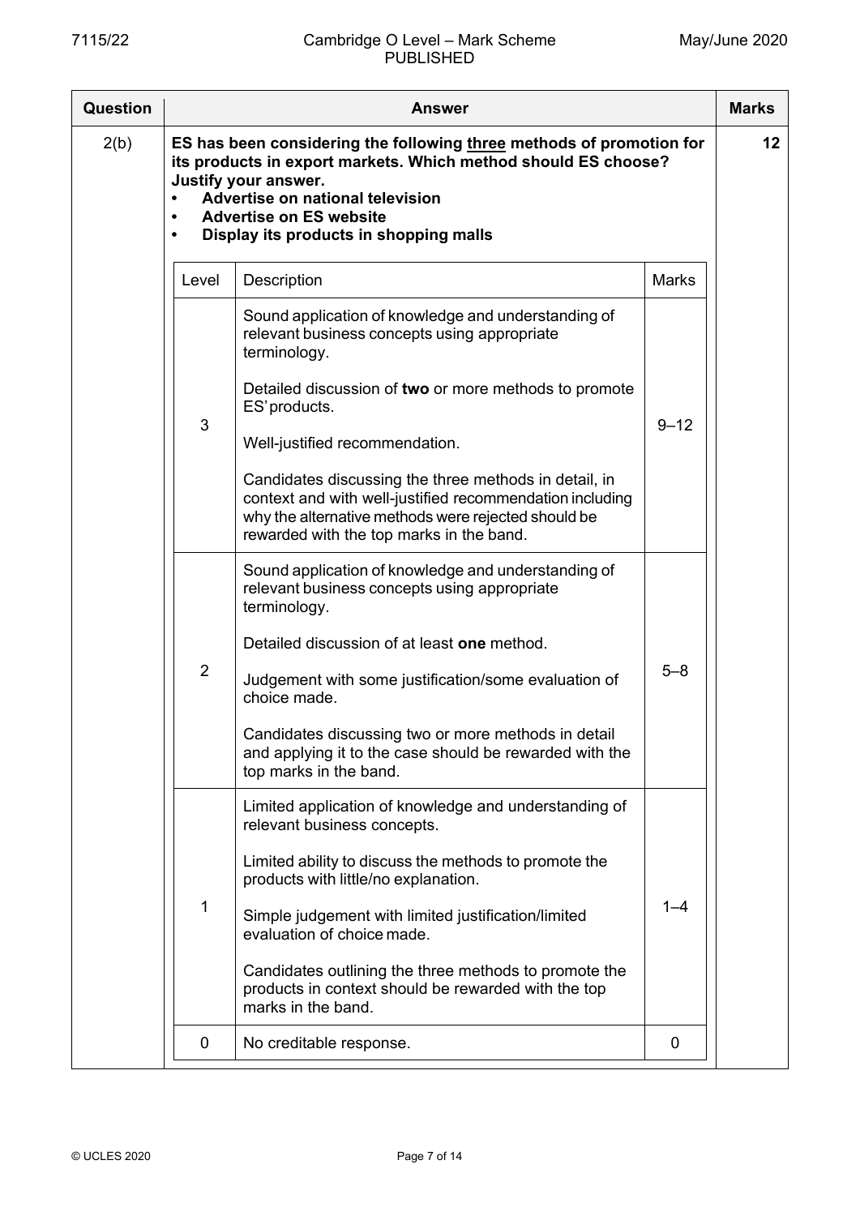| Question | Answer | Marks |
|---|---|---|
| 2(b) | **ES has been considering the following three methods of promotion for its products in export markets. Which method should ES choose? Justify your answer.**<br>• **Advertise on national television**<br>• **Advertise on ES website**<br>• **Display its products in shopping malls** | **12** |

| Level | Description | Marks |
|---|---|---|
| 3 | Sound application of knowledge and understanding of relevant business concepts using appropriate terminology.<br><br>Detailed discussion of **two** or more methods to promote ES' products.<br><br>Well-justified recommendation.<br><br>Candidates discussing the three methods in detail, in context and with well-justified recommendation including why the alternative methods were rejected should be rewarded with the top marks in the band. | 9–12 |
| 2 | Sound application of knowledge and understanding of relevant business concepts using appropriate terminology.<br><br>Detailed discussion of at least **one** method.<br><br>Judgement with some justification/some evaluation of choice made.<br><br>Candidates discussing two or more methods in detail and applying it to the case should be rewarded with the top marks in the band. | 5–8 |
| 1 | Limited application of knowledge and understanding of relevant business concepts.<br><br>Limited ability to discuss the methods to promote the products with little/no explanation.<br><br>Simple judgement with limited justification/limited evaluation of choice made.<br><br>Candidates outlining the three methods to promote the products in context should be rewarded with the top marks in the band. | 1–4 |
| 0 | No creditable response. | 0 |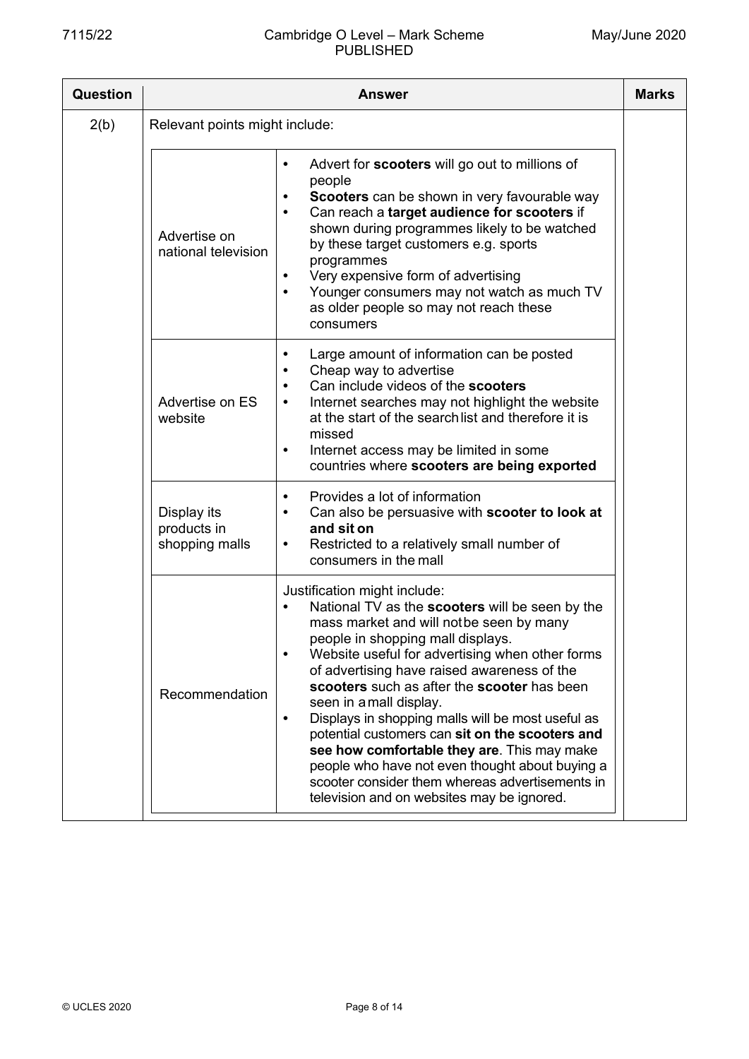| Question | Answer | Marks |
|---|---|---|
| 2(b) | Relevant points might include: | |

| | |
|---|---|
| Advertise on national television | • Advert for **scooters** will go out to millions of people<br>• **Scooters** can be shown in very favourable way<br>• Can reach a **target audience for scooters** if shown during programmes likely to be watched by these target customers e.g. sports programmes<br>• Very expensive form of advertising<br>• Younger consumers may not watch as much TV as older people so may not reach these consumers |
| Advertise on ES website | • Large amount of information can be posted<br>• Cheap way to advertise<br>• Can include videos of the **scooters**<br>• Internet searches may not highlight the website at the start of the search list and therefore it is missed<br>• Internet access may be limited in some countries where **scooters are being exported** |
| Display its products in shopping malls | • Provides a lot of information<br>• Can also be persuasive with **scooter to look at and sit on**<br>• Restricted to a relatively small number of consumers in the mall |
| Recommendation | Justification might include:<br>• National TV as the **scooters** will be seen by the mass market and will not be seen by many people in shopping mall displays.<br>• Website useful for advertising when other forms of advertising have raised awareness of the **scooters** such as after the **scooter** has been seen in a mall display.<br>• Displays in shopping malls will be most useful as potential customers can **sit on the scooters and see how comfortable they are**. This may make people who have not even thought about buying a scooter consider them whereas advertisements in television and on websites may be ignored. |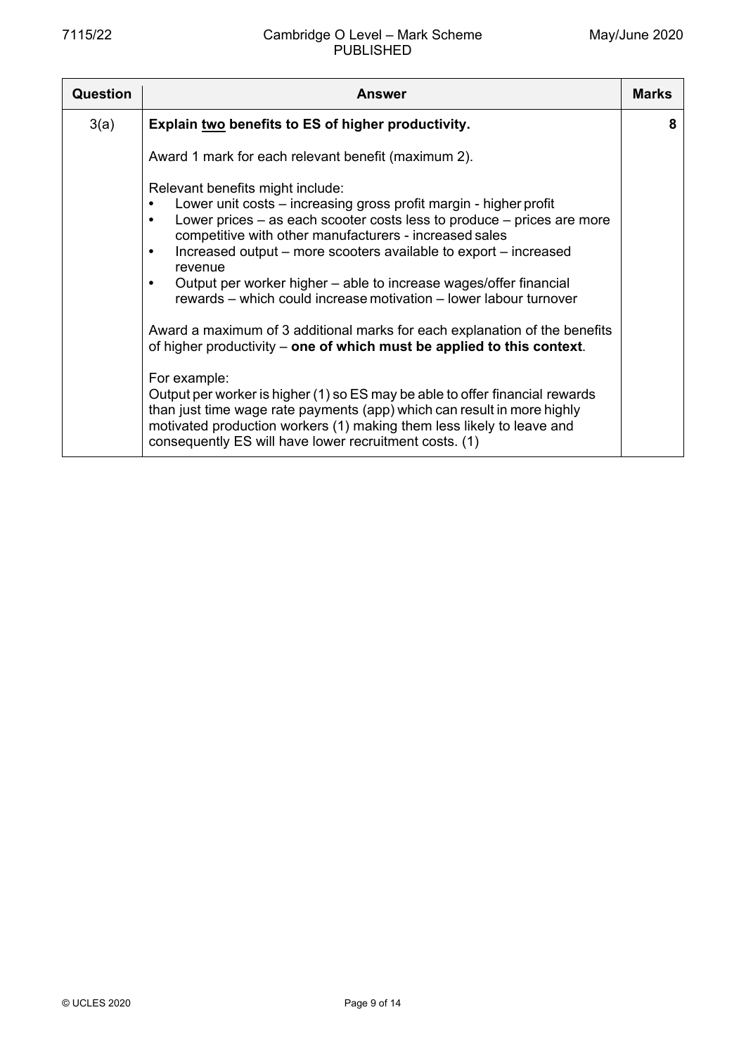| Question | Answer | Marks |
|---|---|---|
| 3(a) | **Explain <u>two</u> benefits to ES of higher productivity.**<br><br>Award 1 mark for each relevant benefit (maximum 2).<br><br>Relevant benefits might include:<br>• Lower unit costs – increasing gross profit margin - higher profit<br>• Lower prices – as each scooter costs less to produce – prices are more competitive with other manufacturers - increased sales<br>• Increased output – more scooters available to export – increased revenue<br>• Output per worker higher – able to increase wages/offer financial rewards – which could increase motivation – lower labour turnover<br><br>Award a maximum of 3 additional marks for each explanation of the benefits of higher productivity – **one of which must be applied to this context**.<br><br>For example:<br>Output per worker is higher (1) so ES may be able to offer financial rewards than just time wage rate payments (app) which can result in more highly motivated production workers (1) making them less likely to leave and consequently ES will have lower recruitment costs. (1) | 8 |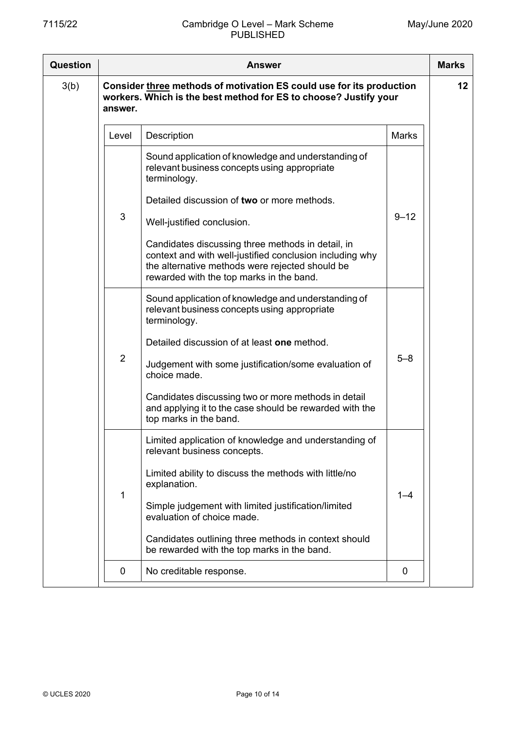| Question | Answer | Marks |
|---|---|---|
| 3(b) | **Consider <u>three</u> methods of motivation ES could use for its production workers. Which is the best method for ES to choose? Justify your answer.** | 12 |

| Level | Description | Marks |
|---|---|---|
| 3 | Sound application of knowledge and understanding of relevant business concepts using appropriate terminology.<br><br>Detailed discussion of **two** or more methods.<br><br>Well-justified conclusion.<br><br>Candidates discussing three methods in detail, in context and with well-justified conclusion including why the alternative methods were rejected should be rewarded with the top marks in the band. | 9–12 |
| 2 | Sound application of knowledge and understanding of relevant business concepts using appropriate terminology.<br><br>Detailed discussion of at least **one** method.<br><br>Judgement with some justification/some evaluation of choice made.<br><br>Candidates discussing two or more methods in detail and applying it to the case should be rewarded with the top marks in the band. | 5–8 |
| 1 | Limited application of knowledge and understanding of relevant business concepts.<br><br>Limited ability to discuss the methods with little/no explanation.<br><br>Simple judgement with limited justification/limited evaluation of choice made.<br><br>Candidates outlining three methods in context should be rewarded with the top marks in the band. | 1–4 |
| 0 | No creditable response. | 0 |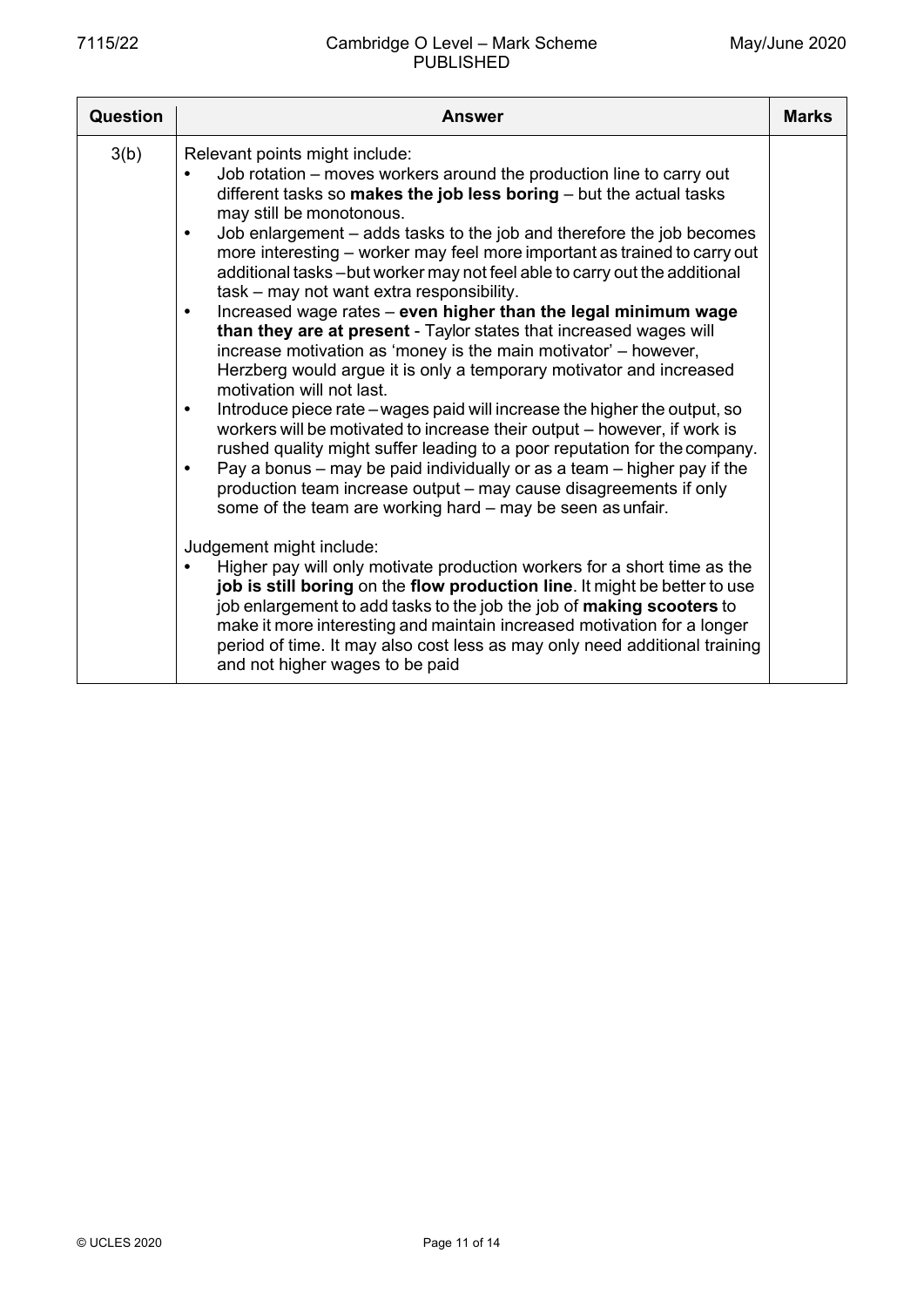| Question | Answer | Marks |
|---|---|---|
| 3(b) | Relevant points might include:<br>• Job rotation – moves workers around the production line to carry out different tasks so **makes the job less boring** – but the actual tasks may still be monotonous.<br>• Job enlargement – adds tasks to the job and therefore the job becomes more interesting – worker may feel more important as trained to carry out additional tasks – but worker may not feel able to carry out the additional task – may not want extra responsibility.<br>• Increased wage rates – **even higher than the legal minimum wage than they are at present** - Taylor states that increased wages will increase motivation as 'money is the main motivator' – however, Herzberg would argue it is only a temporary motivator and increased motivation will not last.<br>• Introduce piece rate – wages paid will increase the higher the output, so workers will be motivated to increase their output – however, if work is rushed quality might suffer leading to a poor reputation for the company.<br>• Pay a bonus – may be paid individually or as a team – higher pay if the production team increase output – may cause disagreements if only some of the team are working hard – may be seen as unfair.<br><br>Judgement might include:<br>• Higher pay will only motivate production workers for a short time as the **job is still boring** on the **flow production line**. It might be better to use job enlargement to add tasks to the job the job of **making scooters** to make it more interesting and maintain increased motivation for a longer period of time. It may also cost less as may only need additional training and not higher wages to be paid | |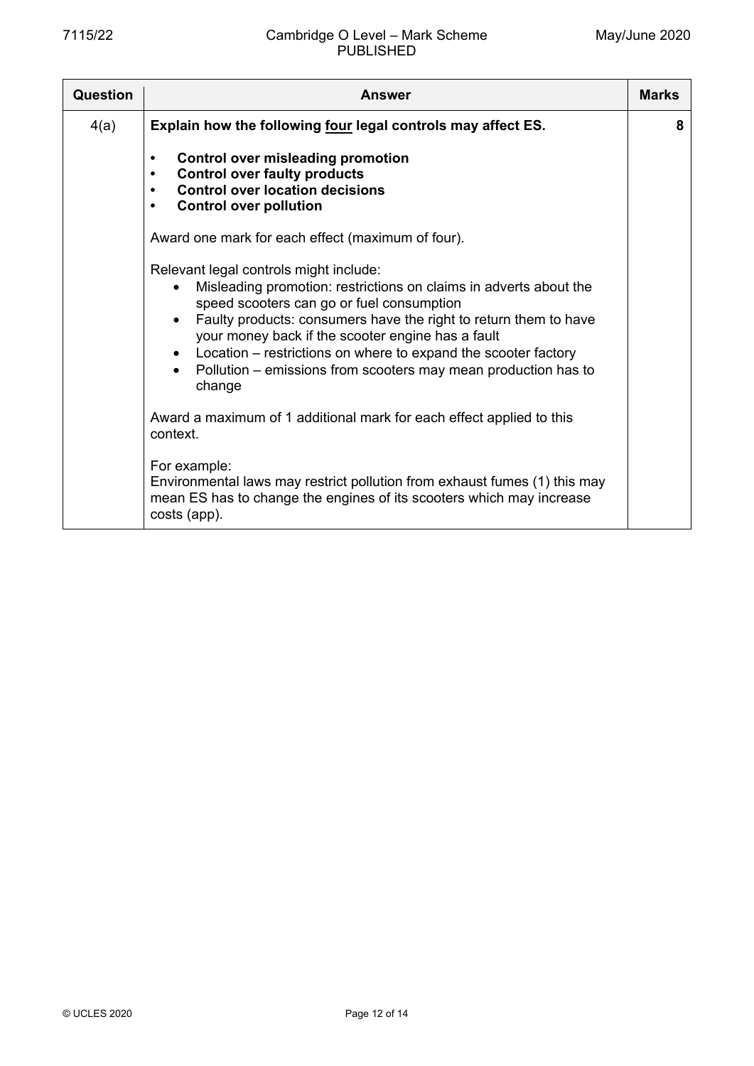| Question | Answer | Marks |
|---|---|---|
| 4(a) | **Explain how the following <u>four</u> legal controls may affect ES.**<br><br>• **Control over misleading promotion**<br>• **Control over faulty products**<br>• **Control over location decisions**<br>• **Control over pollution**<br><br>Award one mark for each effect (maximum of four).<br><br>Relevant legal controls might include:<br>• Misleading promotion: restrictions on claims in adverts about the speed scooters can go or fuel consumption<br>• Faulty products: consumers have the right to return them to have your money back if the scooter engine has a fault<br>• Location – restrictions on where to expand the scooter factory<br>• Pollution – emissions from scooters may mean production has to change<br><br>Award a maximum of 1 additional mark for each effect applied to this context.<br><br>For example:<br>Environmental laws may restrict pollution from exhaust fumes (1) this may mean ES has to change the engines of its scooters which may increase costs (app). | 8 |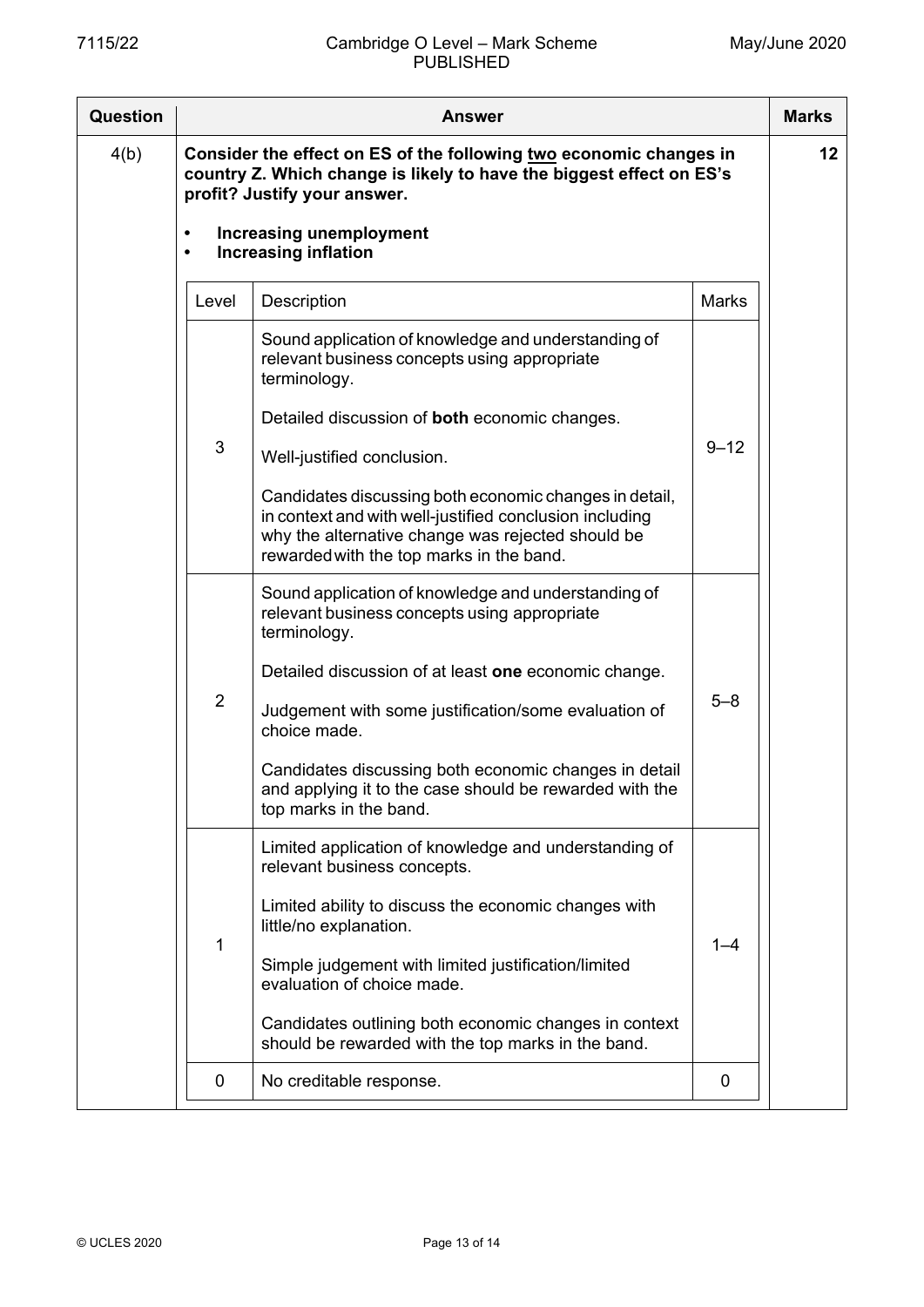| Question | Answer | Marks |
|---|---|---|
| 4(b) | **Consider the effect on ES of the following <u>two</u> economic changes in country Z. Which change is likely to have the biggest effect on ES's profit? Justify your answer.**<br><br>• **Increasing unemployment**<br>• **Increasing inflation** | 12 |

| Level | Description | Marks |
|---|---|---|
| 3 | Sound application of knowledge and understanding of relevant business concepts using appropriate terminology.<br><br>Detailed discussion of **both** economic changes.<br><br>Well-justified conclusion.<br><br>Candidates discussing both economic changes in detail, in context and with well-justified conclusion including why the alternative change was rejected should be rewarded with the top marks in the band. | 9–12 |
| 2 | Sound application of knowledge and understanding of relevant business concepts using appropriate terminology.<br><br>Detailed discussion of at least **one** economic change.<br><br>Judgement with some justification/some evaluation of choice made.<br><br>Candidates discussing both economic changes in detail and applying it to the case should be rewarded with the top marks in the band. | 5–8 |
| 1 | Limited application of knowledge and understanding of relevant business concepts.<br><br>Limited ability to discuss the economic changes with little/no explanation.<br><br>Simple judgement with limited justification/limited evaluation of choice made.<br><br>Candidates outlining both economic changes in context should be rewarded with the top marks in the band. | 1–4 |
| 0 | No creditable response. | 0 |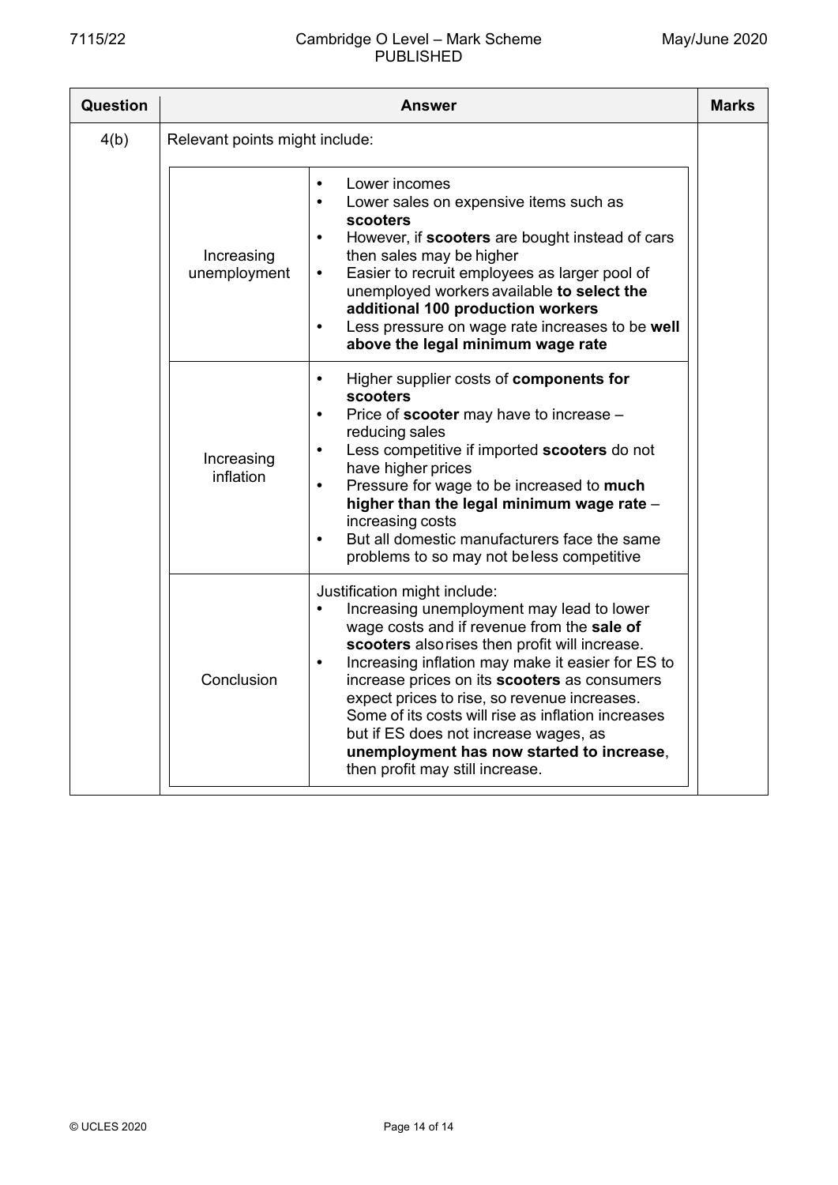| Question | Answer | | Marks |
|---|---|---|---|
| 4(b) | Relevant points might include: | | |
| | Increasing unemployment | • Lower incomes<br>• Lower sales on expensive items such as **scooters**<br>• However, if **scooters** are bought instead of cars then sales may be higher<br>• Easier to recruit employees as larger pool of unemployed workers available **to select the additional 100 production workers**<br>• Less pressure on wage rate increases to be **well above the legal minimum wage rate** | |
| | Increasing inflation | • Higher supplier costs of **components for scooters**<br>• Price of **scooter** may have to increase – reducing sales<br>• Less competitive if imported **scooters** do not have higher prices<br>• Pressure for wage to be increased to **much higher than the legal minimum wage rate** – increasing costs<br>• But all domestic manufacturers face the same problems to so may not be less competitive | |
| | Conclusion | Justification might include:<br>• Increasing unemployment may lead to lower wage costs and if revenue from the **sale of scooters** also rises then profit will increase.<br>• Increasing inflation may make it easier for ES to increase prices on its **scooters** as consumers expect prices to rise, so revenue increases. Some of its costs will rise as inflation increases but if ES does not increase wages, as **unemployment has now started to increase**, then profit may still increase. | |